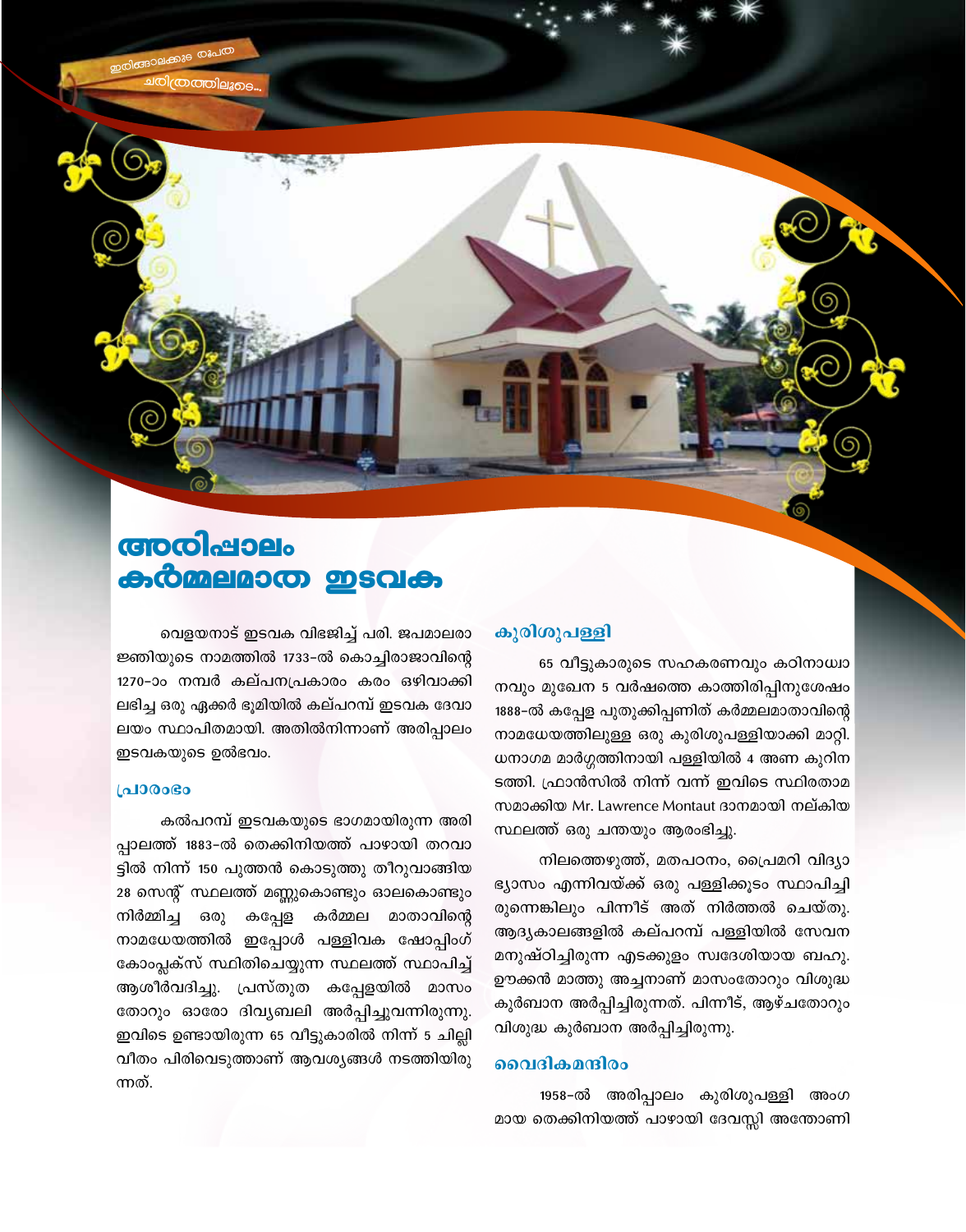ഇടവകകളുടെ രൂപത ചരിത്രത്തിലൂടെ...

# അരിപ്പാലം കർമ്മലമാത ഇടവക

വെളയനാട് ഇടവക വിഭജിച്ച് പരി. ജപമാലരാജ്ഞിയുടെ നാമത്തിൽ 1733-ൽ കൊച്ചിരാജാവിന്റെ 1270-ാം നമ്പർ കല്പനപ്രകാരം കരം ഒഴിവാക്കി ലഭിച്ച ഒരു ഏക്കർ ഭൂമിയിൽ കല്പറമ്പ് ഇടവക ദേവാലയം സ്ഥാപിതമായി. അതിൽനിന്നാണ് അരിപ്പാലം ഇടവകയുടെ ഉൽഭവം.

## പ്രാരംഭം

കൽപറമ്പ് ഇടവകയുടെ ഭാഗമായിരുന്ന അരിപ്പാലത്ത് 1883-ൽ തെക്കിനിയത്ത് പാഴായി തറവാട്ടിൽ നിന്ന് 150 പുത്തൻ കൊടുത്തു തീറുവാങ്ങിയ 28 സെന്റ് സ്ഥലത്ത് മണ്ണുകൊണ്ടും ഓലകൊണ്ടും നിർമ്മിച്ച ഒരു കപ്പേള കർമ്മല മാതാവിന്റെ നാമധേയത്തിൽ ഇപ്പോൾ പള്ളിവക ഷോപ്പിംഗ് കോംപ്ലക്സ് സ്ഥിതിചെയ്യുന്ന സ്ഥലത്ത് സ്ഥാപിച്ച് ആശീർവദിച്ചു. പ്രസ്തുത കപ്പേളയിൽ മാസംതോറും ഓരോ ദിവ്യബലി അർപ്പിച്ചുവന്നിരുന്നു. ഇവിടെ ഉണ്ടായിരുന്ന 65 വീട്ടുകാരിൽ നിന്ന് 5 ചില്ലി വീതം പിരിവെടുത്താണ് ആവശ്യങ്ങൾ നടത്തിയിരുന്നത്.

## കുരിശുപള്ളി

65 വീട്ടുകാരുടെ സഹകരണവും കഠിനാധ്വാനവും മുഖേന 5 വർഷത്തെ കാത്തിരിപ്പിനുശേഷം 1888-ൽ കപ്പേള പുതുക്കിപ്പണിത് കർമ്മലമാതാവിന്റെ നാമധേയത്തിലുള്ള ഒരു കുരിശുപള്ളിയാക്കി മാറ്റി. ധനാഗമ മാർഗ്ഗത്തിനായി പള്ളിയിൽ 4 അണ കുറിനടത്തി. ഫ്രാൻസിൽ നിന്ന് വന്ന് ഇവിടെ സ്ഥിരതാമസമാക്കിയ Mr. Lawrence Montaut ദാനമായി നല്കിയ സ്ഥലത്ത് ഒരു ചന്തയും ആരംഭിച്ചു.

നിലത്തെഴുത്ത്, മതപഠനം, പ്രൈമറി വിദ്യാഭ്യാസം എന്നിവയ്ക്ക് ഒരു പള്ളിക്കൂടം സ്ഥാപിച്ചിരുന്നെങ്കിലും പിന്നീട് അത് നിർത്തൽ ചെയ്തു. ആദ്യകാലങ്ങളിൽ കല്പറമ്പ് പള്ളിയിൽ സേവനമനുഷ്ഠിച്ചിരുന്ന എടക്കുളം സ്വദേശിയായ ബഹു. ഊക്കൻ മാത്തു അച്ചനാണ് മാസംതോറും വിശുദ്ധ കുർബാന അർപ്പിച്ചിരുന്നത്. പിന്നീട്, ആഴ്ചതോറും വിശുദ്ധ കുർബാന അർപ്പിച്ചിരുന്നു.

## വൈദികമന്ദിരം

1958-ൽ അരിപ്പാലം കുരിശുപള്ളി അംഗമായ തെക്കിനിയത്ത് പാഴായി ദേവസ്സി അന്തോണി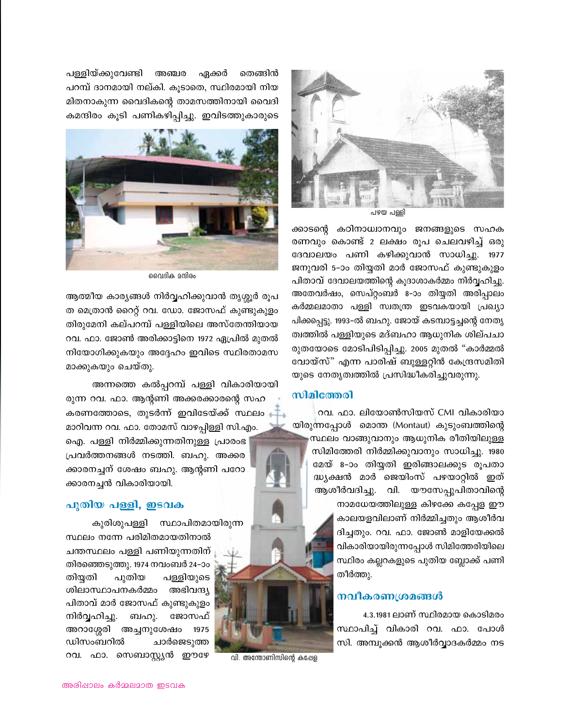പള്ളിയ്ക്കുവേണ്ടി അഞ്ചര ഏക്കർ തെങ്ങിൻ പറമ്പ് ദാനമായി നല്കി. കൂടാതെ, സ്ഥിരമായി നിയമിതനാകുന്ന വൈദികന്റെ താമസത്തിനായി വൈദികമന്ദിരം കൂടി പണികഴിപ്പിച്ചു. ഇവിടത്തുകാരുടെ ആത്മീയ കാര്യങ്ങൾ നിർവ്വഹിക്കുവാൻ തൃശ്ശൂർ രൂപത മെത്രാൻ റൈറ്റ് റവ. ഡോ. ജോസഫ് കുണ്ടുകുളം തിരുമേനി കല്പറമ്പ് പള്ളിയിലെ അസ്തേന്തിയായ റവ. ഫാ. ജോൺ അരിക്കാട്ടിനെ 1972 ഏപ്രിൽ മുതൽ നിയോഗിക്കുകയും അദ്ദേഹം ഇവിടെ സ്ഥിരതാമസമാക്കുകയും ചെയ്തു.

വൈദിക മന്ദിരം

അന്നത്തെ കൽപ്പറമ്പ് പള്ളി വികാരിയായിരുന്ന റവ. ഫാ. ആന്റണി അക്കരക്കാരന്റെ സഹകരണത്തോടെ, തുടർന്ന് ഇവിടേയ്ക്ക് സ്ഥലം മാറിവന്ന റവ. ഫാ. തോമസ് വാഴപ്പിള്ളി സി.എം.ഐ. പള്ളി നിർമ്മിക്കുന്നതിനുള്ള പ്രാരംഭ പ്രവർത്തനങ്ങൾ നടത്തി. ബഹു. അക്കരക്കാരനച്ചന് ശേഷം ബഹു. ആന്റണി പറോക്കാരനച്ചൻ വികാരിയായി.

## പുതിയ പള്ളി, ഇടവക

കുരിശുപള്ളി സ്ഥാപിതമായിരുന്ന സ്ഥലം നന്നേ പരിമിതമായതിനാൽ ചന്തസ്ഥലം പള്ളി പണിയുന്നതിന് തിരഞ്ഞെടുത്തു. 1974 നവംബർ 24-ാം തിയ്യതി പുതിയ പള്ളിയുടെ ശിലാസ്ഥാപനകർമ്മം അഭിവന്ദ്യ പിതാവ് മാർ ജോസഫ് കുണ്ടുകുളം നിർവ്വഹിച്ചു. ബഹു. ജോസഫ് അറാശ്ശേരി അച്ചനുശേഷം 1975 ഡിസംബറിൽ ചാർജെടുത്ത റവ. ഫാ. സെബാസ്റ്റ്യൻ ഈഴേക്കാടന്റെ കഠിനാധ്വാനവും ജനങ്ങളുടെ സഹകരണവും കൊണ്ട് 2 ലക്ഷം രൂപ ചെലവഴിച്ച് ഒരു ദേവാലയം പണി കഴിക്കുവാൻ സാധിച്ചു. 1977 ജനുവരി 5-ാം തിയ്യതി മാർ ജോസഫ് കുണ്ടുകുളം പിതാവ് ദേവാലയത്തിന്റെ കൂദാശാകർമ്മം നിർവ്വഹിച്ചു. അതേവർഷം, സെപ്റ്റംബർ 8-ാം തിയ്യതി അരിപ്പാലം കർമ്മലമാതാ പള്ളി സ്വതന്ത്ര ഇടവകയായി പ്രഖ്യാപിക്കപ്പെട്ടു. 1993-ൽ ബഹു. ജോയ് കടമ്പാട്ടച്ചന്റെ നേതൃത്വത്തിൽ പള്ളിയുടെ മദ്ബഹാ ആധുനിക ശില്പചാരുതയോടെ മോടിപിടിപ്പിച്ചു. 2005 മുതൽ "കാർമ്മൽ വോയ്സ്" എന്ന പാരിഷ് ബുള്ളറ്റിൻ കേന്ദ്രസമിതിയുടെ നേതൃത്വത്തിൽ പ്രസിദ്ധീകരിച്ചുവരുന്നു.

പഴയ പള്ളി

വി. അന്തോണിസിന്റെ കപ്പേള

## സിമിത്തേരി

റവ. ഫാ. ലിയോൺസിയസ് CMI വികാരിയായിരുന്നപ്പോൾ മൊന്ത (Montaut) കുടുംബത്തിന്റെ സ്ഥലം വാങ്ങുവാനും ആധുനിക രീതിയിലുള്ള സിമിത്തേരി നിർമ്മിക്കുവാനും സാധിച്ചു. 1980 മേയ് 8-ാം തിയ്യതി ഇരിങ്ങാലക്കുട രൂപതാദ്ധ്യക്ഷൻ മാർ ജെയിംസ് പഴയാറ്റിൽ ഇത് ആശീർവദിച്ചു. വി. യൗസേപ്പുപിതാവിന്റെ നാമധേയത്തിലുള്ള കിഴക്കേ കപ്പേള ഈ കാലയളവിലാണ് നിർമ്മിച്ചതും ആശീർവദിച്ചതും. റവ. ഫാ. ജോൺ മാളിയേക്കൽ വികാരിയായിരുന്നപ്പോൾ സിമിത്തേരിയിലെ സ്ഥിരം കല്ലറകളുടെ പുതിയ ബ്ലോക്ക് പണി തീർത്തു.

## നവീകരണശ്രമങ്ങൾ

4.3.1981 ലാണ് സ്ഥിരമായ കൊടിമരം സ്ഥാപിച്ച് വികാരി റവ. ഫാ. പോൾ സി. അമ്പൂക്കൻ ആശീർവ്വാദകർമ്മം നട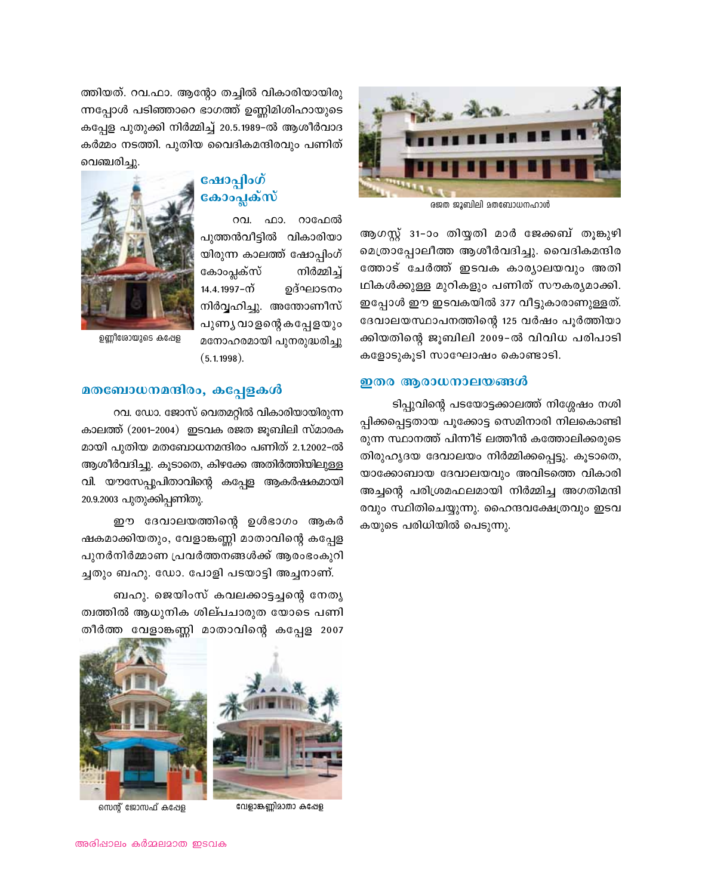ത്തിയത്. റവ.ഫാ. ആന്റോ തച്ചിൽ വികാരിയായിരുന്നപ്പോൾ പടിഞ്ഞാറെ ഭാഗത്ത് ഉണ്ണിമിശിഹായുടെ കപ്പേള പുതുക്കി നിർമ്മിച്ച് 20.5.1989-ൽ ആശീർവാദ കർമ്മം നടത്തി. പുതിയ വൈദികമന്ദിരവും പണിത് വെഞ്ചരിച്ചു.

ഉണ്ണീശോയുടെ കപ്പേള

## ഷോപ്പിംഗ് കോംപ്ലക്സ്

റവ. ഫാ. റാഫേൽ പുത്തൻവീട്ടിൽ വികാരിയായിരുന്ന കാലത്ത് ഷോപ്പിംഗ് കോംപ്ലക്സ് നിർമ്മിച്ച് 14.4.1997-ന് ഉദ്ഘാടനം നിർവ്വഹിച്ചു. അന്തോണീസ് പുണ്യവാളന്റെ കപ്പേളയും മനോഹരമായി പുനരുദ്ധരിച്ചു (5.1.1998).

## മതബോധനമന്ദിരം, കപ്പേളകൾ

റവ. ഡോ. ജോസ് വെതമറ്റിൽ വികാരിയായിരുന്ന കാലത്ത് (2001-2004) ഇടവക രജത ജൂബിലി സ്മാരകമായി പുതിയ മതബോധനമന്ദിരം പണിത് 2.1.2002-ൽ ആശീർവദിച്ചു. കൂടാതെ, കിഴക്കേ അതിർത്തിയിലുള്ള വി. യൗസേപ്പുപിതാവിന്റെ കപ്പേള ആകർഷകമായി 20.9.2003 പുതുക്കിപ്പണിതു.

ഈ ദേവാലയത്തിന്റെ ഉൾഭാഗം ആകർഷകമാക്കിയതും, വേളാങ്കണ്ണി മാതാവിന്റെ കപ്പേള പുനർനിർമ്മാണ പ്രവർത്തനങ്ങൾക്ക് ആരംഭംകുറിച്ചതും ബഹു. ഡോ. പോളി പടയാട്ടി അച്ചനാണ്.

ബഹു. ജെയിംസ് കവലക്കാട്ടച്ചന്റെ നേതൃത്വത്തിൽ ആധുനിക ശില്പചാരുത യോടെ പണിതീർത്ത വേളാങ്കണ്ണി മാതാവിന്റെ കപ്പേള 2007

സെന്റ് ജോസഫ് കപ്പേള

വേളാങ്കണ്ണിമാതാ കപ്പേള

രജത ജൂബിലി മതബോധനഹാൾ

ആഗസ്റ്റ് 31-ാം തിയ്യതി മാർ ജേക്കബ് തൂങ്കുഴി മെത്രാപ്പോലീത്ത ആശീർവദിച്ചു. വൈദികമന്ദിരത്തോട് ചേർത്ത് ഇടവക കാര്യാലയവും അതിഥികൾക്കുള്ള മുറികളും പണിത് സൗകര്യമാക്കി. ഇപ്പോൾ ഈ ഇടവകയിൽ 377 വീട്ടുകാരാണുള്ളത്. ദേവാലയസ്ഥാപനത്തിന്റെ 125 വർഷം പൂർത്തിയാക്കിയതിന്റെ ജൂബിലി 2009-ൽ വിവിധ പരിപാടികളോടുകൂടി സാഘോഷം കൊണ്ടാടി.

## ഇതര ആരാധനാലയങ്ങൾ

ടിപ്പുവിന്റെ പടയോട്ടക്കാലത്ത് നിശ്ശേഷം നശിപ്പിക്കപ്പെട്ടതായ പൂക്കോട്ട സെമിനാരി നിലകൊണ്ടിരുന്ന സ്ഥാനത്ത് പിന്നീട് ലത്തീൻ കത്തോലിക്കരുടെ തിരുഹൃദയ ദേവാലയം നിർമ്മിക്കപ്പെട്ടു. കൂടാതെ, യാക്കോബായ ദേവാലയവും അവിടത്തെ വികാരി അച്ചന്റെ പരിശ്രമഫലമായി നിർമ്മിച്ച അഗതിമന്ദിരവും സ്ഥിതിചെയ്യുന്നു. ഹൈന്ദവക്ഷേത്രവും ഇടവകയുടെ പരിധിയിൽ പെടുന്നു.